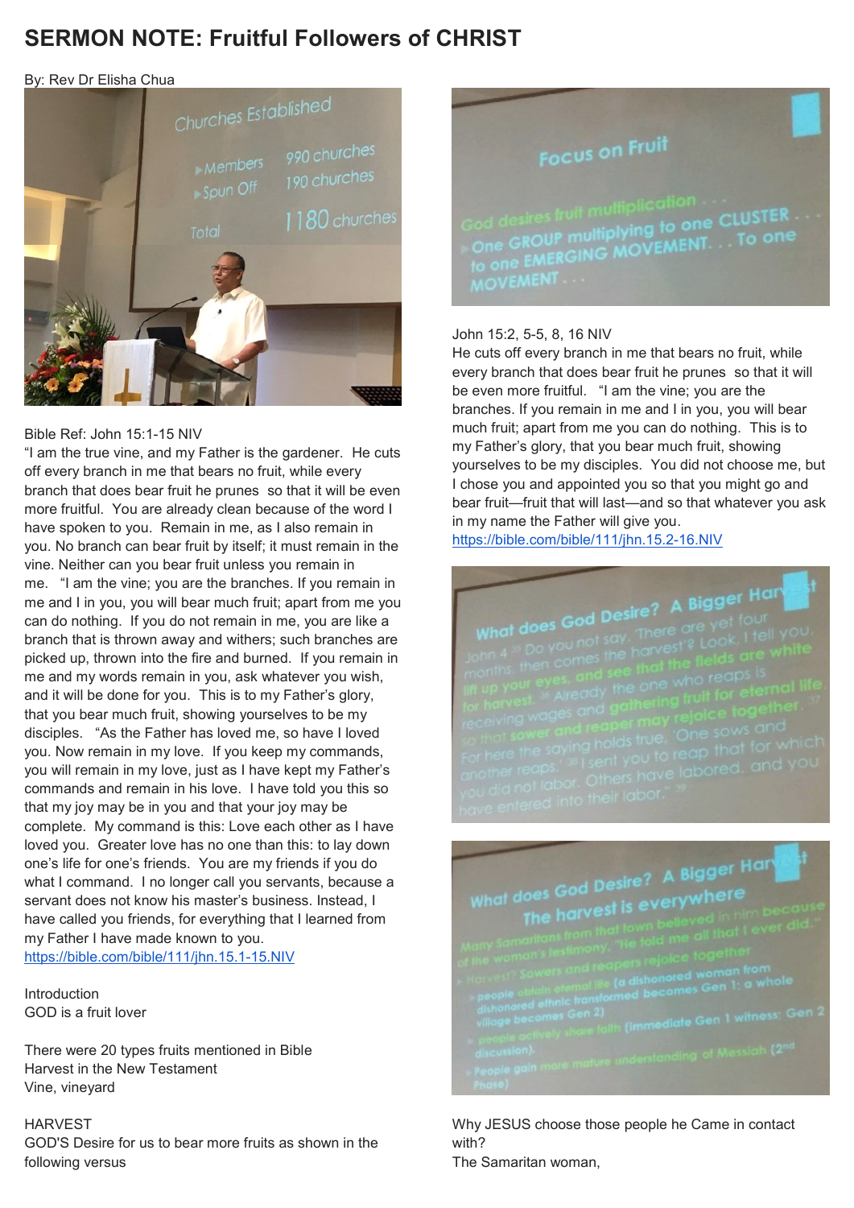# SERMON NOTE: Fruitful Followers of CHRIST

By: Rev Dr Elisha Chua

Bible Ref: John 15:1-15 NIV

"I am the true vine, and my Father is the gardener. He cuts off every branch in me that bears no fruit, while every branch that does bear fruit he prunes so that it will be even more fruitful. You are already clean because of the word I have spoken to you. Remain in me, as I also remain in you. No branch can bear fruit by itself; it must remain in the vine. Neither can you bear fruit unless you remain in me. "I am the vine; you are the branches. If you remain in me and I in you, you will bear much fruit; apart from me you can do nothing. If you do not remain in me, you are like a branch that is thrown away and withers; such branches are picked up, thrown into the fire and burned. If you remain in me and my words remain in you, ask whatever you wish, and it will be done for you. This is to my Father's glory, that you bear much fruit, showing yourselves to be my disciples. "As the Father has loved me, so have I loved you. Now remain in my love. If you keep my commands, you will remain in my love, just as I have kept my Father's commands and remain in his love. I have told you this so that my joy may be in you and that your joy may be complete. My command is this: Love each other as I have loved you. Greater love has no one than this: to lay down one's life for one's friends. You are my friends if you do what I command. I no longer call you servants, because a servant does not know his master's business. Instead, I have called you friends, for everything that I learned from my Father I have made known to you.
https://bible.com/bible/111/jhn.15.1-15.NIV

Introduction
GOD is a fruit lover

There were 20 types fruits mentioned in Bible
Harvest in the New Testament
Vine, vineyard

HARVEST
GOD'S Desire for us to bear more fruits as shown in the following versus

John 15:2, 5-5, 8, 16 NIV
He cuts off every branch in me that bears no fruit, while every branch that does bear fruit he prunes so that it will be even more fruitful. "I am the vine; you are the branches. If you remain in me and I in you, you will bear much fruit; apart from me you can do nothing. This is to my Father's glory, that you bear much fruit, showing yourselves to be my disciples. You did not choose me, but I chose you and appointed you so that you might go and bear fruit—fruit that will last—and so that whatever you ask in my name the Father will give you.
https://bible.com/bible/111/jhn.15.2-16.NIV

Why JESUS choose those people he Came in contact with?
The Samaritan woman,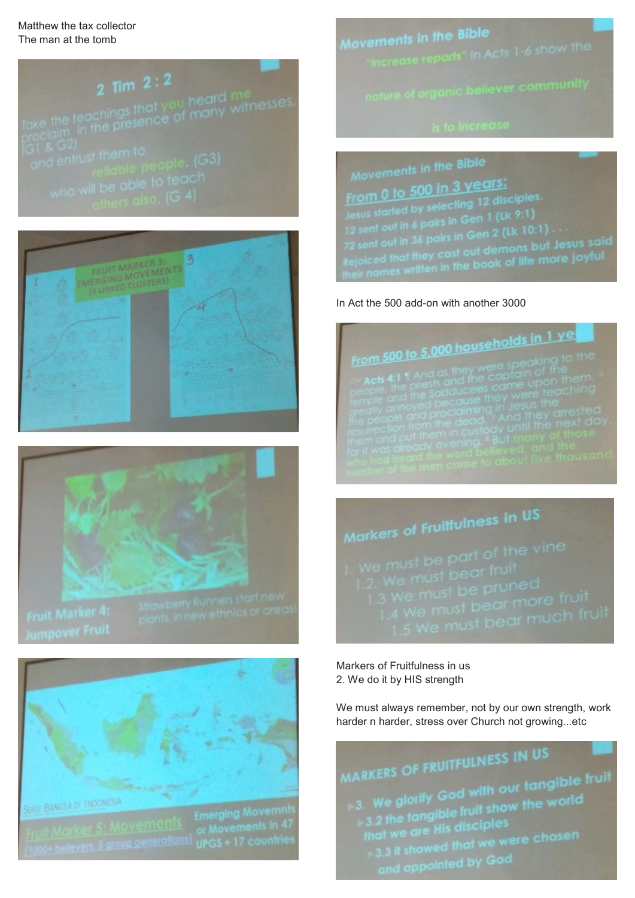Matthew the tax collector
The man at the tomb

## 2 Tim 2:2

Take the teachings that you heard me proclaim in the presence of many witnesses, (G1 & G2)
and entrust them to reliable people, (G3)
who will be able to teach others also. (G 4)

FRUIT MARKER 3: EMERGING MOVEMENTS (4 LINKED CLUSTERS)

Fruit Marker 4: Jumpover Fruit — Strawberry Runners start new plants, in new ethnics or areas

SUKU BANGSA DI INDONESIA

Fruit Marker 5: Movements (1000+ believers, 5 group generations) — Emerging Movemnts or Movements in 47 UPGS + 17 countries

## Movements in the Bible

"Increase reports" in Acts 1-6 show the nature of organic believer community is to increase

## Movements in the Bible

**From 0 to 500 in 3 years:**

Jesus started by selecting 12 disciples.
12 sent out in 6 pairs in Gen 1 (Lk 9:1)
72 sent out in 36 pairs in Gen 2 (Lk 10:1) . . .
Rejoiced that they cast out demons but Jesus said their names written in the book of life more joyful

In Act the 500 add-on with another 3000

**From 500 to 5,000 households in 1 ye**

ESV **Acts 4:1** ¶ And as they were speaking to the people, the priests and the captain of the temple and the Sadducees came upon them, [2] greatly annoyed because they were teaching the people and proclaiming in Jesus the resurrection from the dead. [3] And they arrested them and put them in custody until the next day, for it was already evening. [4] But many of those who had heard the word believed, and the number of the men came to about five thousand.

## Markers of Fruitfulness in US

1. We must be part of the vine
   1.2. We must bear fruit
   1.3 We must be pruned
   1.4 We must bear more fruit
   1.5 We must bear much fruit

Markers of Fruitfulness in us
2. We do it by HIS strength

We must always remember, not by our own strength, work harder n harder, stress over Church not growing...etc

## MARKERS OF FRUITFULNESS IN US

- 3. We glorify God with our tangible fruit
  - 3.2 the tangible fruit show the world that we are His disciples
    - 3.3 it showed that we were chosen and appointed by God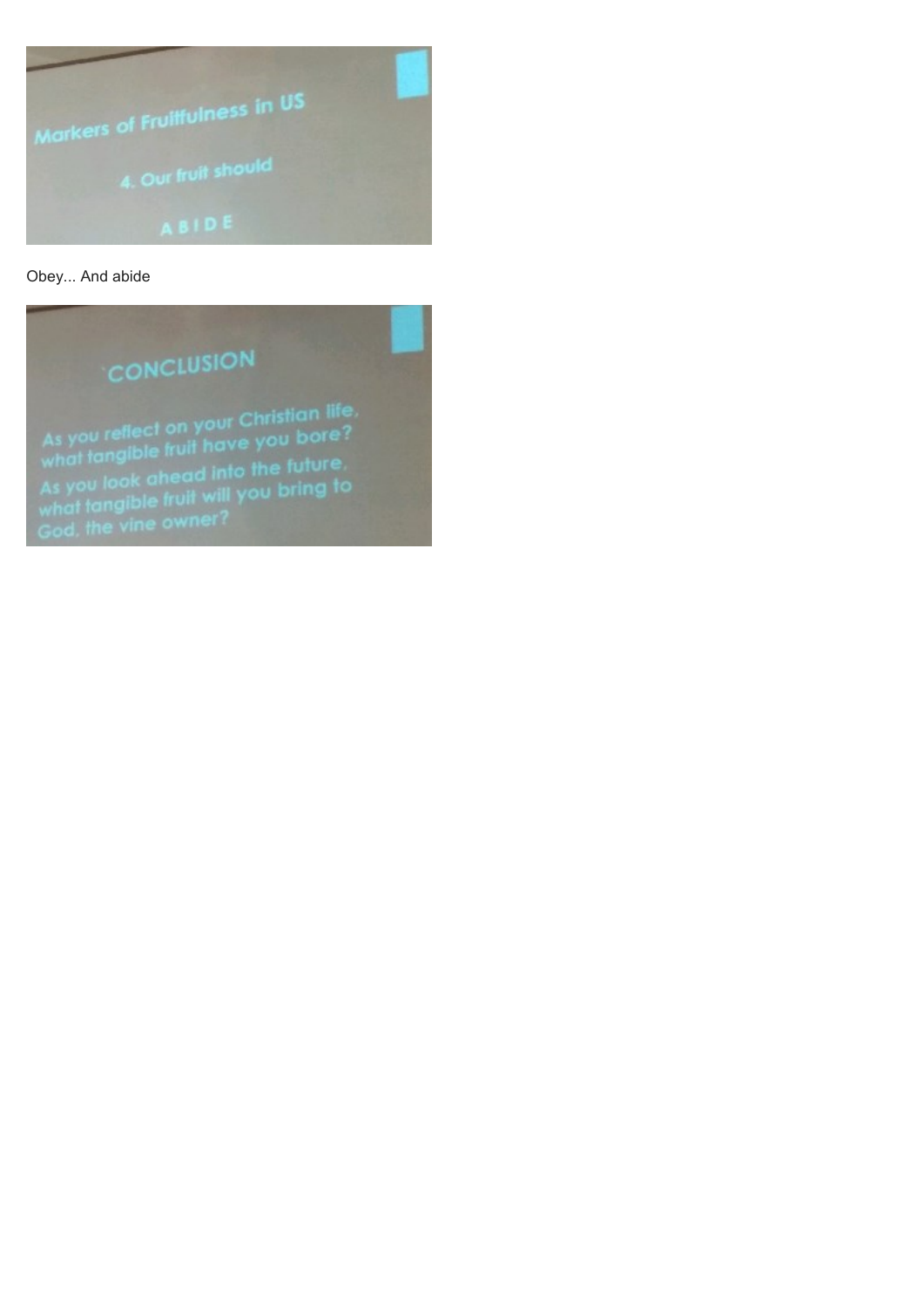Markers of Fruitfulness in US

4. Our fruit should

A B I D E

Obey... And abide

CONCLUSION

As you reflect on your Christian life, what tangible fruit have you bore?

As you look ahead into the future, what tangible fruit will you bring to God, the vine owner?